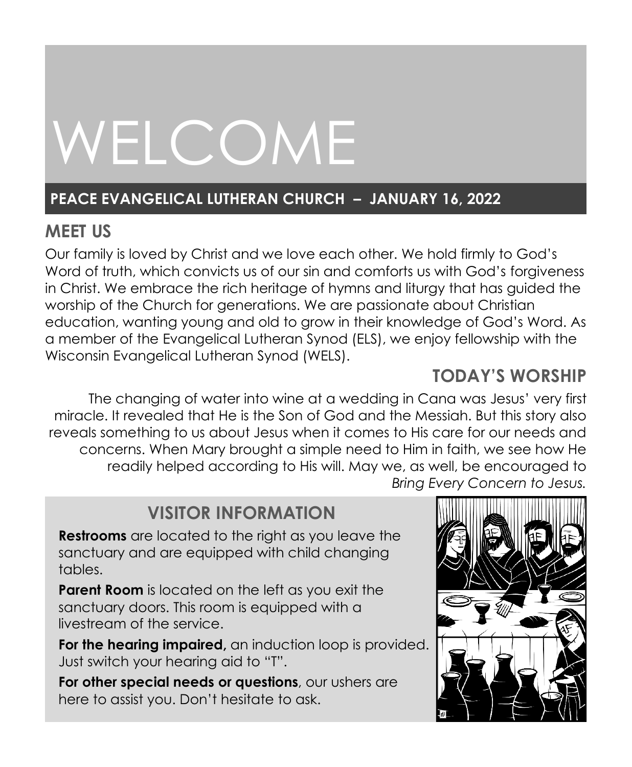# WELCOME

## PEACE EVANGELICAL LUTHERAN CHURCH – JANUARY 16, 2022

## MEET US

Our family is loved by Christ and we love each other. We hold firmly to God's Word of truth, which convicts us of our sin and comforts us with God's forgiveness in Christ. We embrace the rich heritage of hymns and liturgy that has guided the worship of the Church for generations. We are passionate about Christian education, wanting young and old to grow in their knowledge of God's Word. As a member of the Evangelical Lutheran Synod (ELS), we enjoy fellowship with the Wisconsin Evangelical Lutheran Synod (WELS).

## TODAY'S WORSHIP

The changing of water into wine at a wedding in Cana was Jesus' very first miracle. It revealed that He is the Son of God and the Messiah. But this story also reveals something to us about Jesus when it comes to His care for our needs and concerns. When Mary brought a simple need to Him in faith, we see how He readily helped according to His will. May we, as well, be encouraged to *Bring Every Concern to Jesus.*

## VISITOR INFORMATION

**Restrooms** are located to the right as you leave the sanctuary and are equipped with child changing tables.

**Parent Room** is located on the left as you exit the sanctuary doors. This room is equipped with a livestream of the service.

**For the hearing impaired,** an induction loop is provided. Just switch your hearing aid to "T".

**For other special needs or questions**, our ushers are here to assist you. Don't hesitate to ask.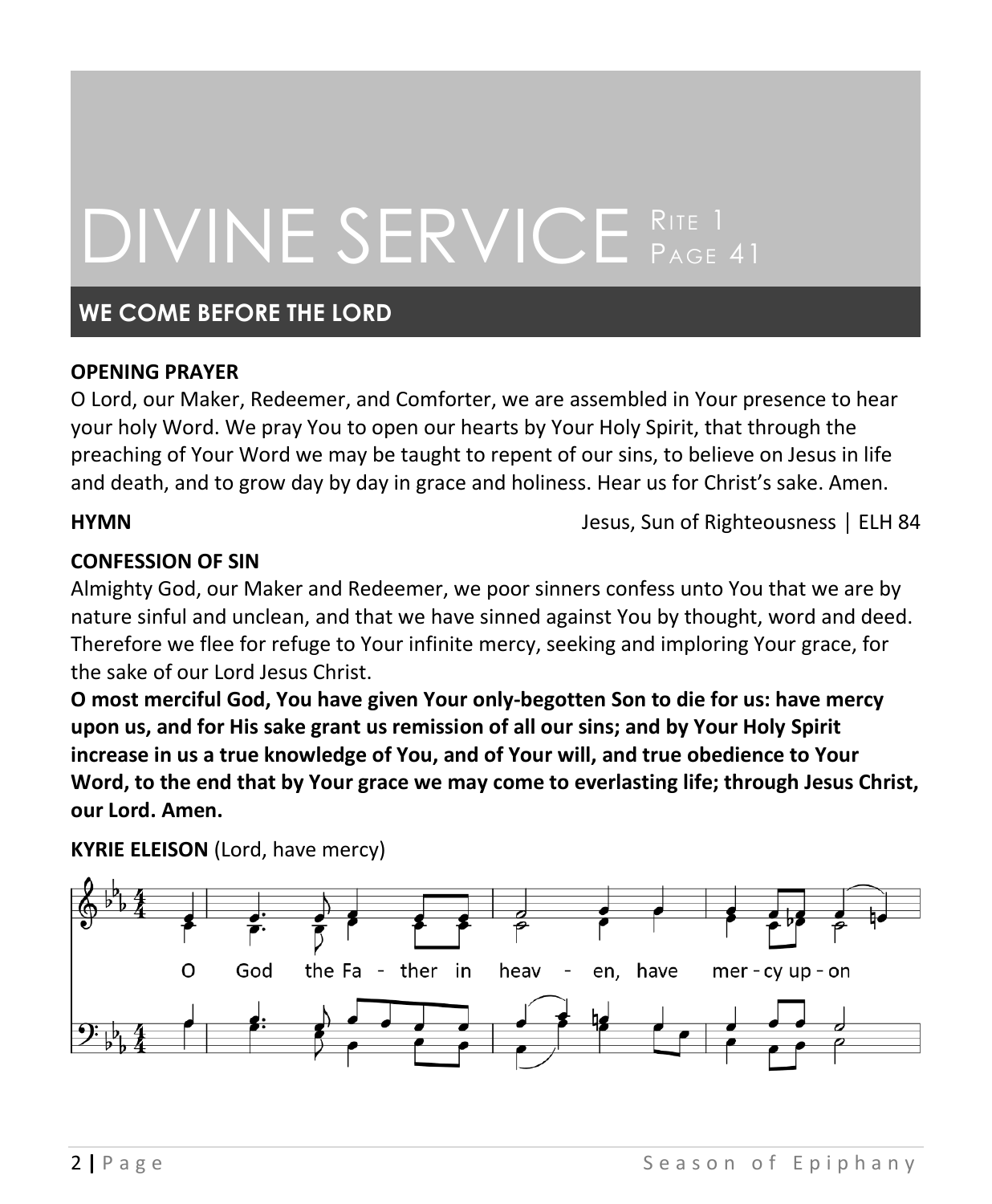# DIVINE SERVICE Rite 1 Page 41

## WE COME BEFORE THE LORD

**OPENING PRAYER**

O Lord, our Maker, Redeemer, and Comforter, we are assembled in Your presence to hear your holy Word. We pray You to open our hearts by Your Holy Spirit, that through the preaching of Your Word we may be taught to repent of our sins, to believe on Jesus in life and death, and to grow day by day in grace and holiness. Hear us for Christ's sake. Amen.

**HYMN** Jesus, Sun of Righteousness │ ELH 84

**CONFESSION OF SIN**

Almighty God, our Maker and Redeemer, we poor sinners confess unto You that we are by nature sinful and unclean, and that we have sinned against You by thought, word and deed. Therefore we flee for refuge to Your infinite mercy, seeking and imploring Your grace, for the sake of our Lord Jesus Christ.

**O most merciful God, You have given Your only-begotten Son to die for us: have mercy upon us, and for His sake grant us remission of all our sins; and by Your Holy Spirit increase in us a true knowledge of You, and of Your will, and true obedience to Your Word, to the end that by Your grace we may come to everlasting life; through Jesus Christ, our Lord. Amen.**

**KYRIE ELEISON** (Lord, have mercy)

O God the Father in heaven, have mercy upon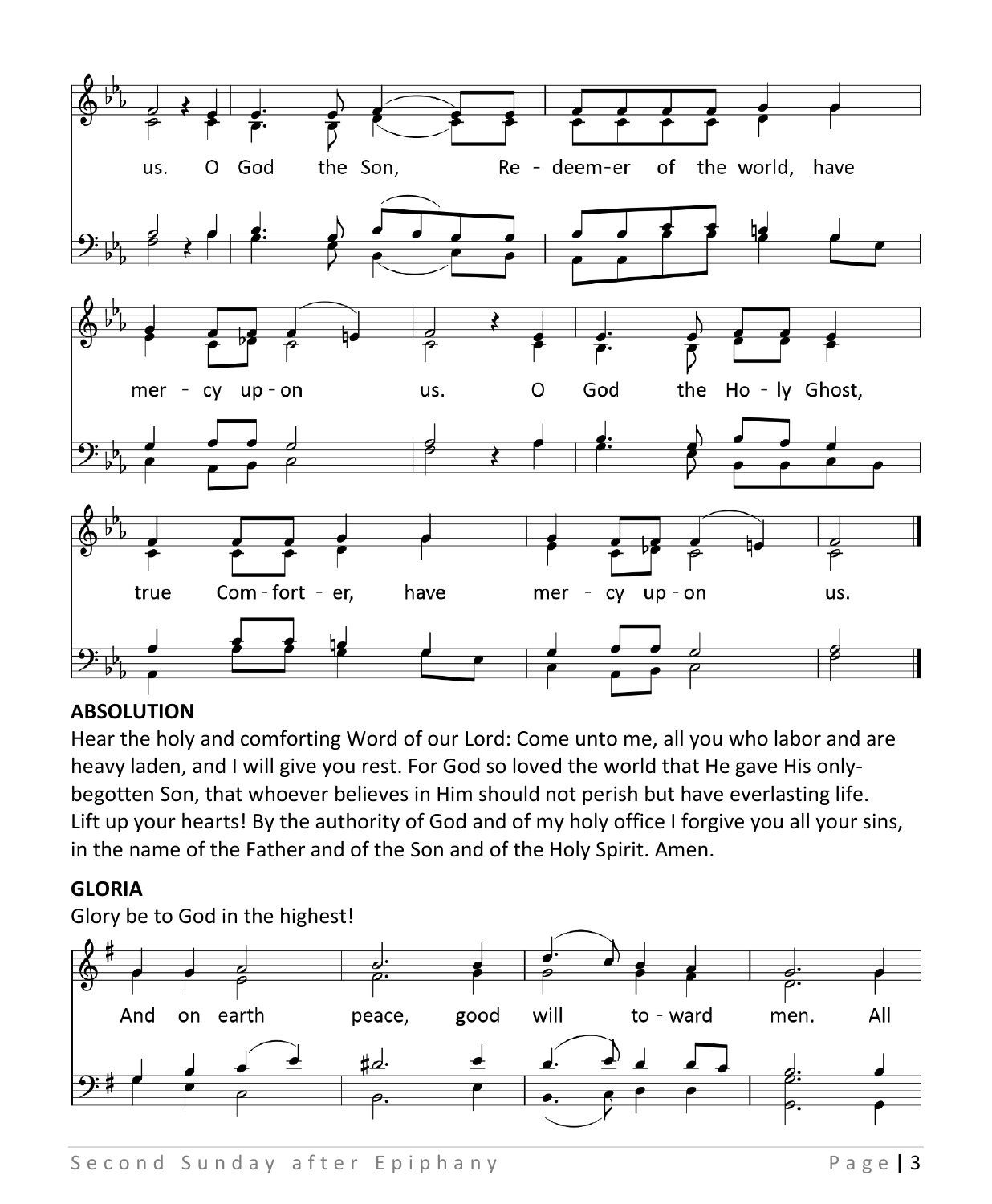us. O God the Son, Re - deem-er of the world, have mer - cy up - on us. O God the Ho - ly Ghost, true Com - fort - er, have mer - cy up - on us.

**ABSOLUTION**

Hear the holy and comforting Word of our Lord: Come unto me, all you who labor and are heavy laden, and I will give you rest. For God so loved the world that He gave His only-begotten Son, that whoever believes in Him should not perish but have everlasting life. Lift up your hearts! By the authority of God and of my holy office I forgive you all your sins, in the name of the Father and of the Son and of the Holy Spirit. Amen.

**GLORIA**

Glory be to God in the highest!

And on earth peace, good will to - ward men. All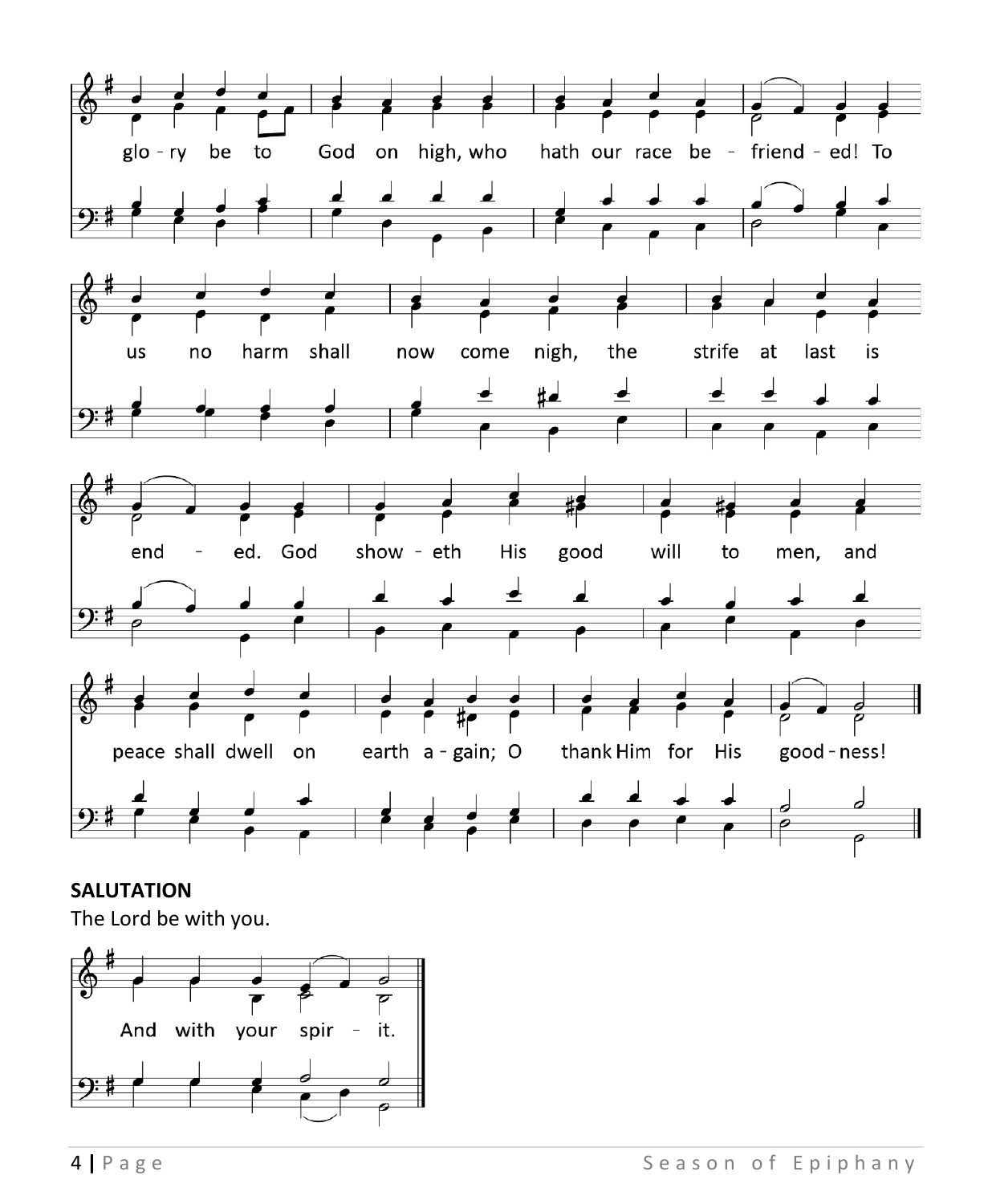glo - ry be to God on high, who hath our race be - friend - ed! To us no harm shall now come nigh, the strife at last is end - ed. God show - eth His good will to men, and peace shall dwell on earth a - gain; O thank Him for His good - ness!

**SALUTATION**

The Lord be with you.

And with your spir - it.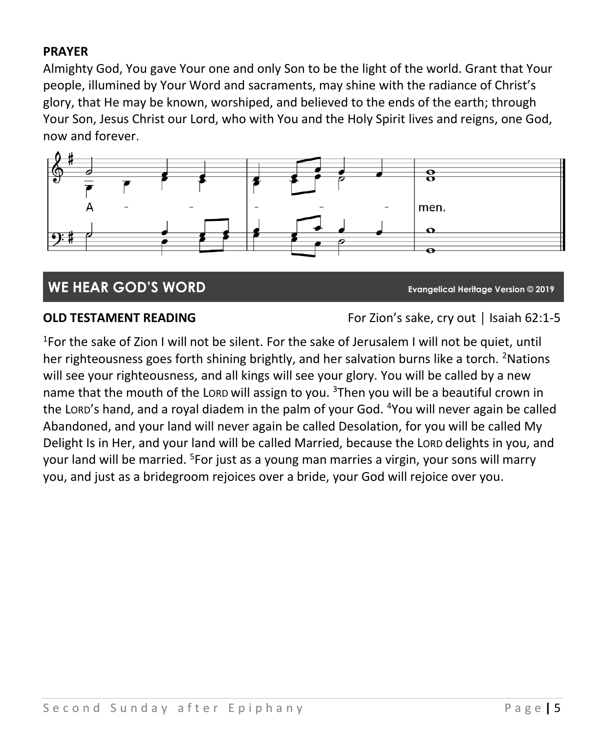**PRAYER**

Almighty God, You gave Your one and only Son to be the light of the world. Grant that Your people, illumined by Your Word and sacraments, may shine with the radiance of Christ's glory, that He may be known, worshiped, and believed to the ends of the earth; through Your Son, Jesus Christ our Lord, who with You and the Holy Spirit lives and reigns, one God, now and forever.

A - - - - - men.

## WE HEAR GOD'S WORD

Evangelical Heritage Version © 2019

**OLD TESTAMENT READING** For Zion's sake, cry out | Isaiah 62:1-5

[1]For the sake of Zion I will not be silent. For the sake of Jerusalem I will not be quiet, until her righteousness goes forth shining brightly, and her salvation burns like a torch. [2]Nations will see your righteousness, and all kings will see your glory. You will be called by a new name that the mouth of the LORD will assign to you. [3]Then you will be a beautiful crown in the LORD's hand, and a royal diadem in the palm of your God. [4]You will never again be called Abandoned, and your land will never again be called Desolation, for you will be called My Delight Is in Her, and your land will be called Married, because the LORD delights in you, and your land will be married. [5]For just as a young man marries a virgin, your sons will marry you, and just as a bridegroom rejoices over a bride, your God will rejoice over you.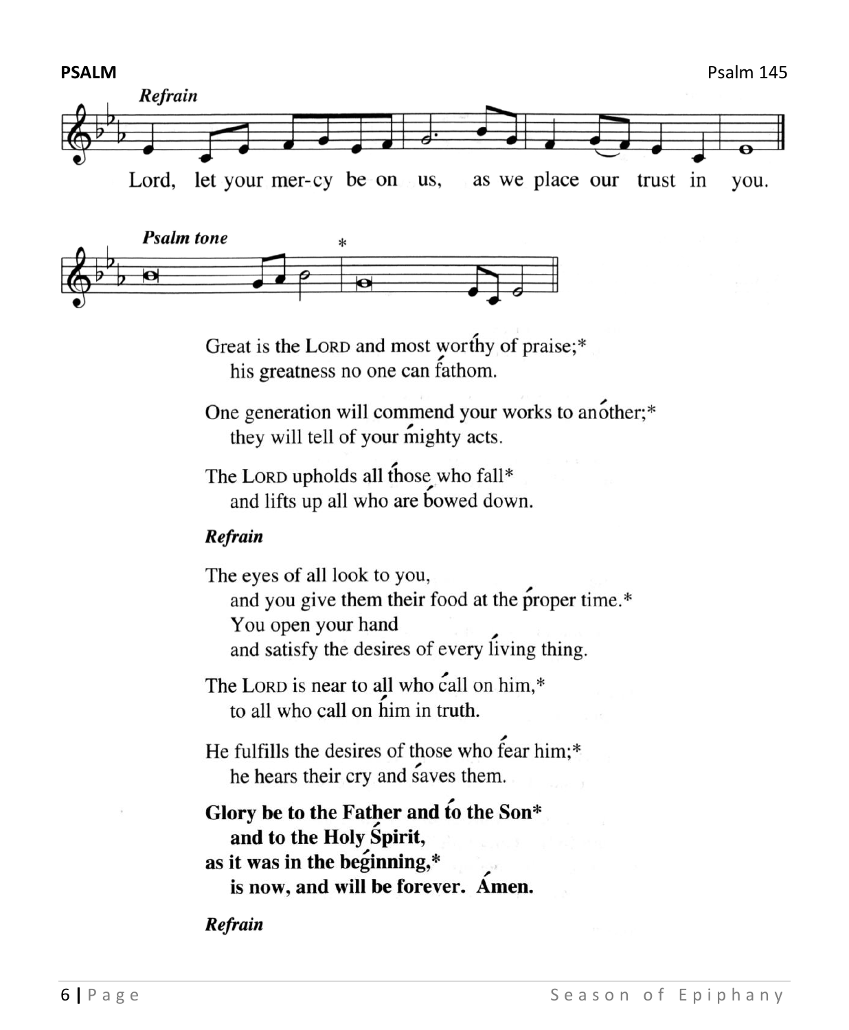**PSALM** Psalm 145

*Refrain*

Lord, let your mer-cy be on us, as we place our trust in you.

*Psalm tone*

Great is the LORD and most worthy of praise;*
his greatness no one can fathom.

One generation will commend your works to another;*
they will tell of your mighty acts.

The LORD upholds all those who fall*
and lifts up all who are bowed down.

*Refrain*

The eyes of all look to you,
and you give them their food at the proper time.*
You open your hand
and satisfy the desires of every living thing.

The LORD is near to all who call on him,*
to all who call on him in truth.

He fulfills the desires of those who fear him;*
he hears their cry and saves them.

**Glory be to the Father and to the Son***
**and to the Holy Spirit,**
**as it was in the beginning,***
**is now, and will be forever. Amen.**

*Refrain*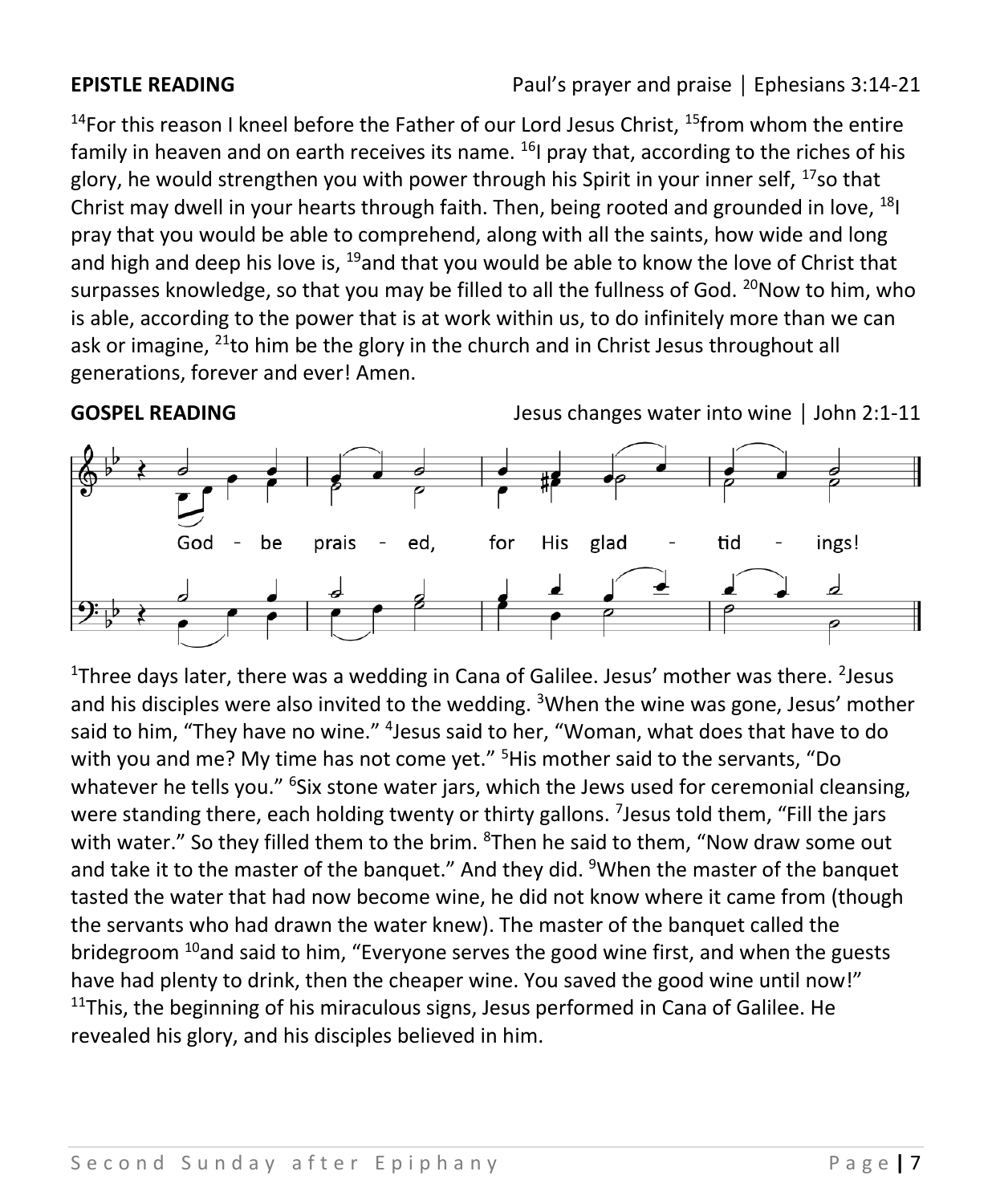**EPISTLE READING** Paul's prayer and praise | Ephesians 3:14-21

[14]For this reason I kneel before the Father of our Lord Jesus Christ, [15]from whom the entire family in heaven and on earth receives its name. [16]I pray that, according to the riches of his glory, he would strengthen you with power through his Spirit in your inner self, [17]so that Christ may dwell in your hearts through faith. Then, being rooted and grounded in love, [18]I pray that you would be able to comprehend, along with all the saints, how wide and long and high and deep his love is, [19]and that you would be able to know the love of Christ that surpasses knowledge, so that you may be filled to all the fullness of God. [20]Now to him, who is able, according to the power that is at work within us, to do infinitely more than we can ask or imagine, [21]to him be the glory in the church and in Christ Jesus throughout all generations, forever and ever! Amen.

**GOSPEL READING** Jesus changes water into wine | John 2:1-11

God - be prais - ed, for His glad - tid - ings!

[1]Three days later, there was a wedding in Cana of Galilee. Jesus' mother was there. [2]Jesus and his disciples were also invited to the wedding. [3]When the wine was gone, Jesus' mother said to him, "They have no wine." [4]Jesus said to her, "Woman, what does that have to do with you and me? My time has not come yet." [5]His mother said to the servants, "Do whatever he tells you." [6]Six stone water jars, which the Jews used for ceremonial cleansing, were standing there, each holding twenty or thirty gallons. [7]Jesus told them, "Fill the jars with water." So they filled them to the brim. [8]Then he said to them, "Now draw some out and take it to the master of the banquet." And they did. [9]When the master of the banquet tasted the water that had now become wine, he did not know where it came from (though the servants who had drawn the water knew). The master of the banquet called the bridegroom [10]and said to him, "Everyone serves the good wine first, and when the guests have had plenty to drink, then the cheaper wine. You saved the good wine until now!" [11]This, the beginning of his miraculous signs, Jesus performed in Cana of Galilee. He revealed his glory, and his disciples believed in him.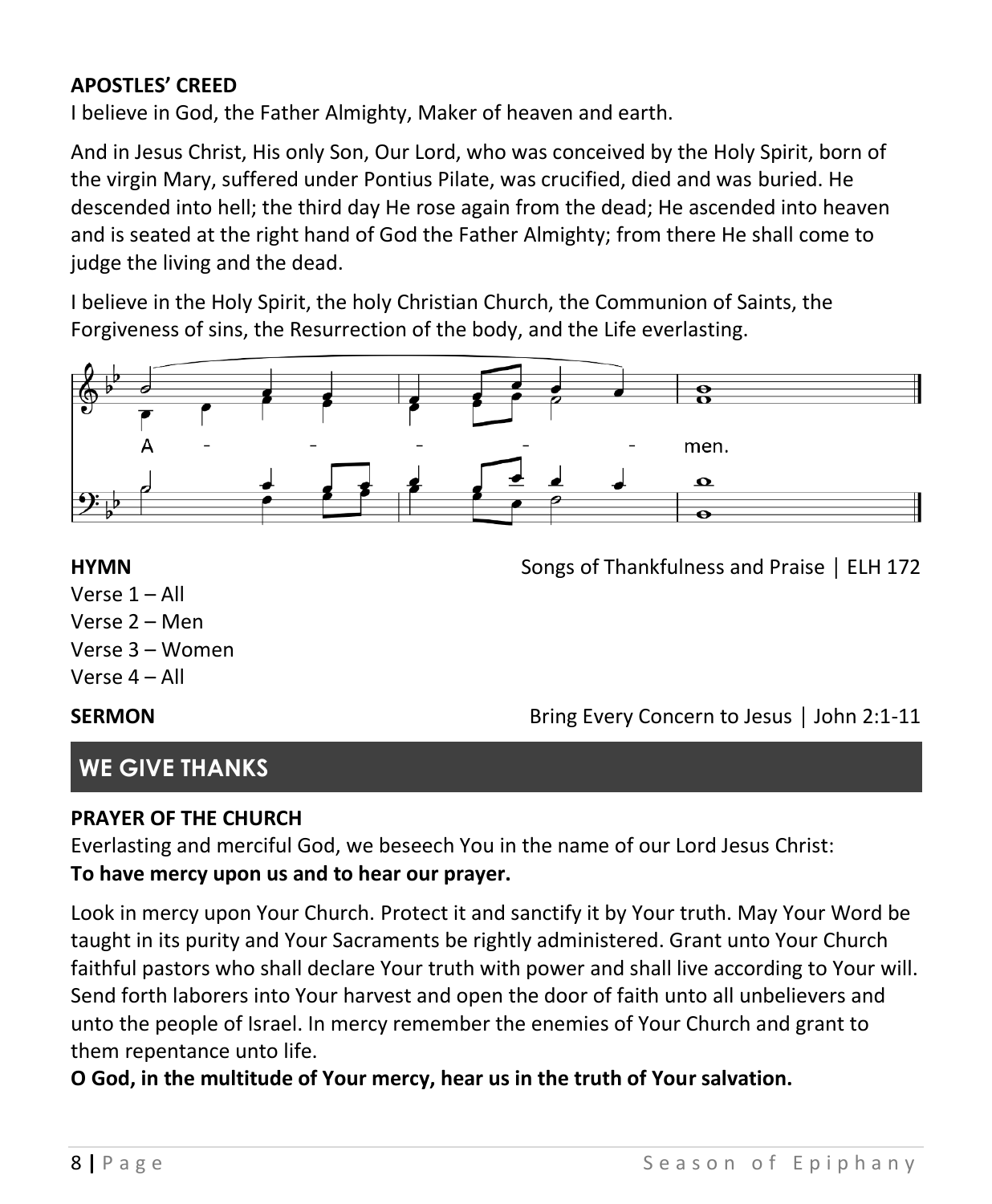**APOSTLES' CREED**

I believe in God, the Father Almighty, Maker of heaven and earth.

And in Jesus Christ, His only Son, Our Lord, who was conceived by the Holy Spirit, born of the virgin Mary, suffered under Pontius Pilate, was crucified, died and was buried. He descended into hell; the third day He rose again from the dead; He ascended into heaven and is seated at the right hand of God the Father Almighty; from there He shall come to judge the living and the dead.

I believe in the Holy Spirit, the holy Christian Church, the Communion of Saints, the Forgiveness of sins, the Resurrection of the body, and the Life everlasting.

A - - - - - men.

**HYMN** Songs of Thankfulness and Praise | ELH 172

Verse 1 – All
Verse 2 – Men
Verse 3 – Women
Verse 4 – All

**SERMON** Bring Every Concern to Jesus | John 2:1-11

## WE GIVE THANKS

**PRAYER OF THE CHURCH**

Everlasting and merciful God, we beseech You in the name of our Lord Jesus Christ:
**To have mercy upon us and to hear our prayer.**

Look in mercy upon Your Church. Protect it and sanctify it by Your truth. May Your Word be taught in its purity and Your Sacraments be rightly administered. Grant unto Your Church faithful pastors who shall declare Your truth with power and shall live according to Your will. Send forth laborers into Your harvest and open the door of faith unto all unbelievers and unto the people of Israel. In mercy remember the enemies of Your Church and grant to them repentance unto life.
**O God, in the multitude of Your mercy, hear us in the truth of Your salvation.**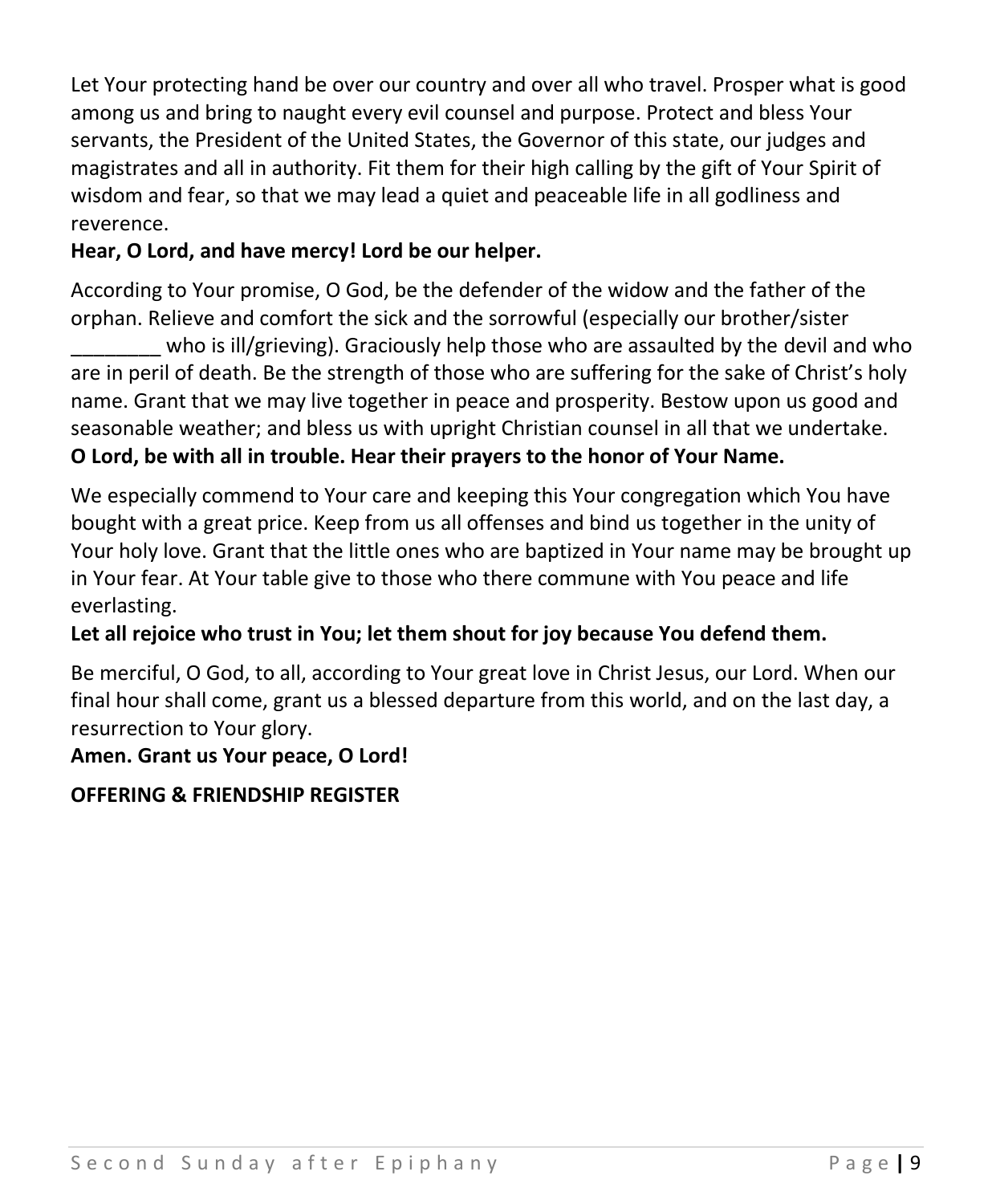Let Your protecting hand be over our country and over all who travel. Prosper what is good among us and bring to naught every evil counsel and purpose. Protect and bless Your servants, the President of the United States, the Governor of this state, our judges and magistrates and all in authority. Fit them for their high calling by the gift of Your Spirit of wisdom and fear, so that we may lead a quiet and peaceable life in all godliness and reverence.

**Hear, O Lord, and have mercy! Lord be our helper.**

According to Your promise, O God, be the defender of the widow and the father of the orphan. Relieve and comfort the sick and the sorrowful (especially our brother/sister ________ who is ill/grieving). Graciously help those who are assaulted by the devil and who are in peril of death. Be the strength of those who are suffering for the sake of Christ's holy name. Grant that we may live together in peace and prosperity. Bestow upon us good and seasonable weather; and bless us with upright Christian counsel in all that we undertake.

**O Lord, be with all in trouble. Hear their prayers to the honor of Your Name.**

We especially commend to Your care and keeping this Your congregation which You have bought with a great price. Keep from us all offenses and bind us together in the unity of Your holy love. Grant that the little ones who are baptized in Your name may be brought up in Your fear. At Your table give to those who there commune with You peace and life everlasting.

**Let all rejoice who trust in You; let them shout for joy because You defend them.**

Be merciful, O God, to all, according to Your great love in Christ Jesus, our Lord. When our final hour shall come, grant us a blessed departure from this world, and on the last day, a resurrection to Your glory.

**Amen. Grant us Your peace, O Lord!**

**OFFERING & FRIENDSHIP REGISTER**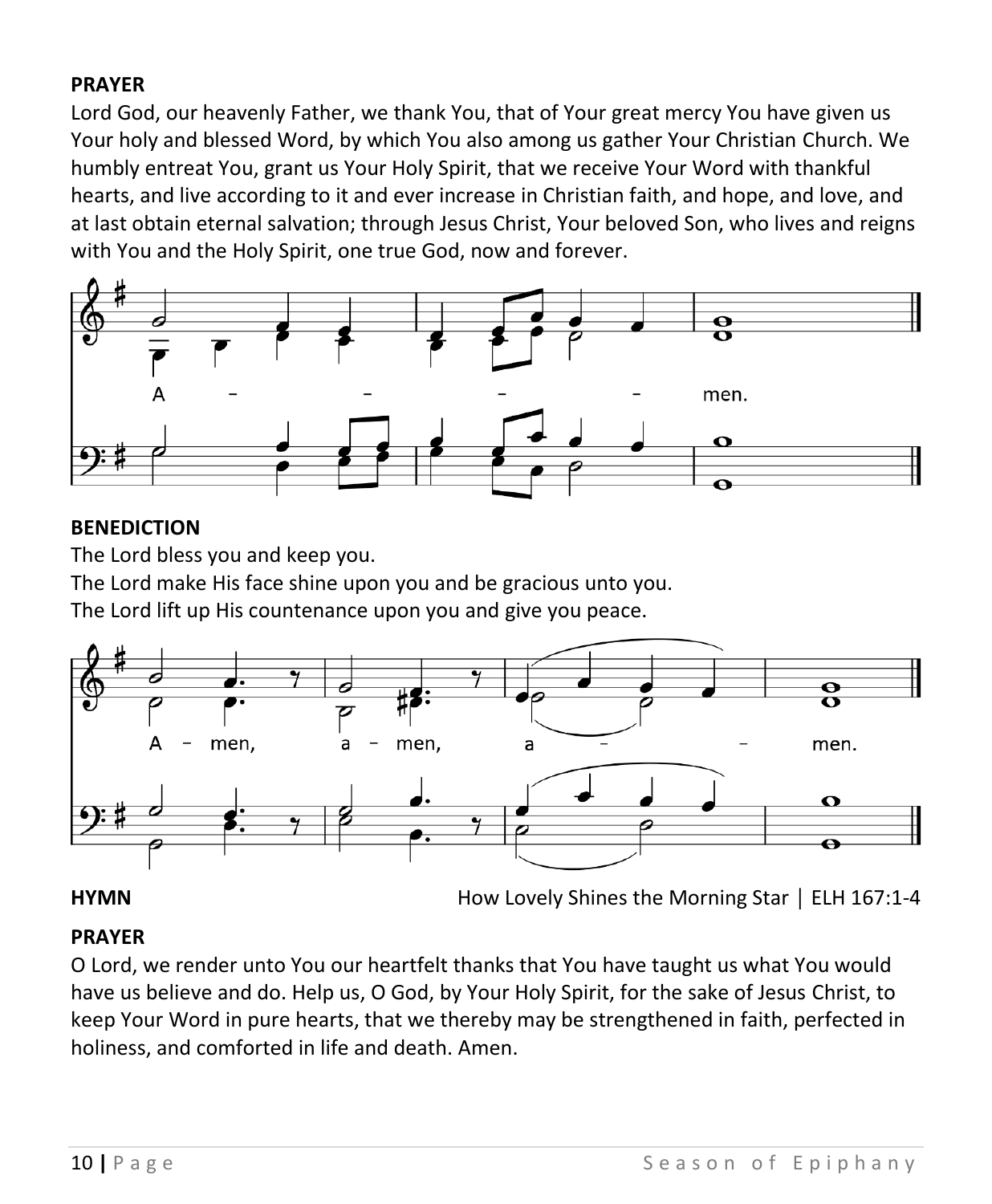**PRAYER**

Lord God, our heavenly Father, we thank You, that of Your great mercy You have given us Your holy and blessed Word, by which You also among us gather Your Christian Church. We humbly entreat You, grant us Your Holy Spirit, that we receive Your Word with thankful hearts, and live according to it and ever increase in Christian faith, and hope, and love, and at last obtain eternal salvation; through Jesus Christ, Your beloved Son, who lives and reigns with You and the Holy Spirit, one true God, now and forever.

A – – – – men.

**BENEDICTION**

The Lord bless you and keep you.
The Lord make His face shine upon you and be gracious unto you.
The Lord lift up His countenance upon you and give you peace.

A – men, a – men, a – – men.

**HYMN** How Lovely Shines the Morning Star | ELH 167:1-4

**PRAYER**

O Lord, we render unto You our heartfelt thanks that You have taught us what You would have us believe and do. Help us, O God, by Your Holy Spirit, for the sake of Jesus Christ, to keep Your Word in pure hearts, that we thereby may be strengthened in faith, perfected in holiness, and comforted in life and death. Amen.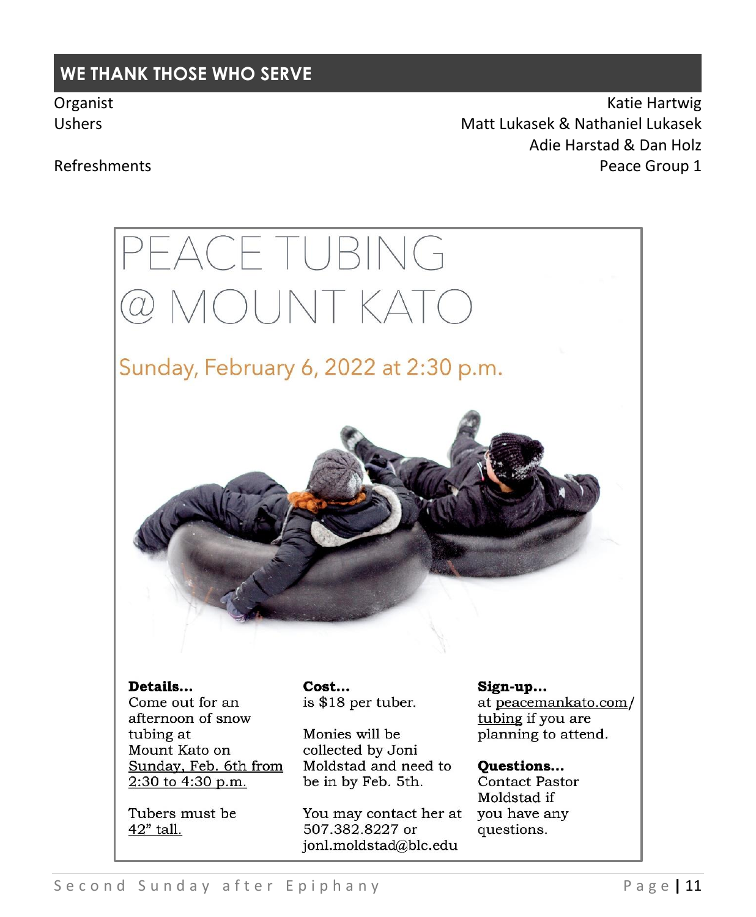## WE THANK THOSE WHO SERVE

| | |
|---|---|
| Organist | Katie Hartwig |
| Ushers | Matt Lukasek & Nathaniel Lukasek |
| | Adie Harstad & Dan Holz |
| Refreshments | Peace Group 1 |

# PEACE TUBING @ MOUNT KATO

## Sunday, February 6, 2022 at 2:30 p.m.

**Details...**
Come out for an afternoon of snow tubing at Mount Kato on Sunday, Feb. 6th from 2:30 to 4:30 p.m.

Tubers must be 42" tall.

**Cost...**
is $18 per tuber.

Monies will be collected by Joni Moldstad and need to be in by Feb. 5th.

You may contact her at 507.382.8227 or jonl.moldstad@blc.edu

**Sign-up...**
at peacemankato.com/tubing if you are planning to attend.

**Questions...**
Contact Pastor Moldstad if you have any questions.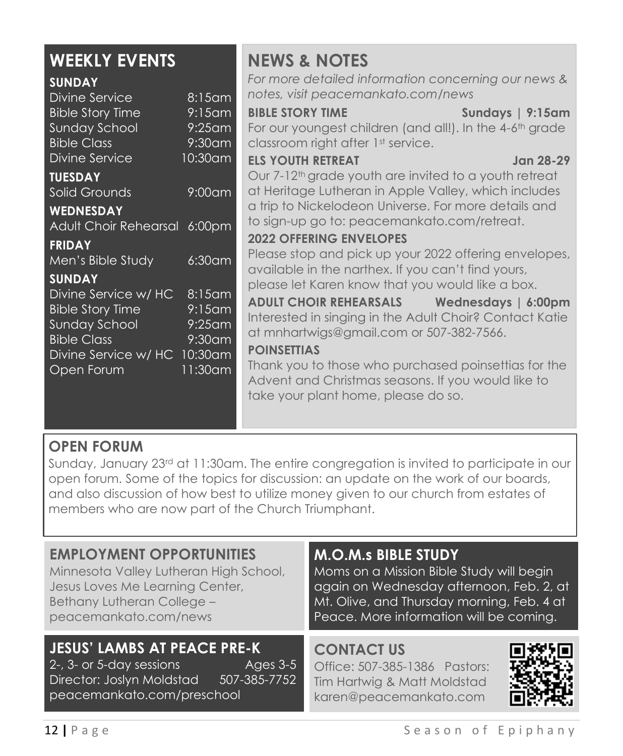## WEEKLY EVENTS

### SUNDAY

| | |
|---|---|
| Divine Service | 8:15am |
| Bible Story Time | 9:15am |
| Sunday School | 9:25am |
| Bible Class | 9:30am |
| Divine Service | 10:30am |

### TUESDAY

| | |
|---|---|
| Solid Grounds | 9:00am |

### WEDNESDAY

| | |
|---|---|
| Adult Choir Rehearsal | 6:00pm |

### FRIDAY

| | |
|---|---|
| Men's Bible Study | 6:30am |

### SUNDAY

| | |
|---|---|
| Divine Service w/ HC | 8:15am |
| Bible Story Time | 9:15am |
| Sunday School | 9:25am |
| Bible Class | 9:30am |
| Divine Service w/ HC | 10:30am |
| Open Forum | 11:30am |

## NEWS & NOTES

*For more detailed information concerning our news & notes, visit peacemankato.com/news*

**BIBLE STORY TIME** — **Sundays | 9:15am**

For our youngest children (and all!). In the 4-6th grade classroom right after 1st service.

**ELS YOUTH RETREAT** — **Jan 28-29**

Our 7-12th grade youth are invited to a youth retreat at Heritage Lutheran in Apple Valley, which includes a trip to Nickelodeon Universe. For more details and to sign-up go to: peacemankato.com/retreat.

**2022 OFFERING ENVELOPES**

Please stop and pick up your 2022 offering envelopes, available in the narthex. If you can't find yours, please let Karen know that you would like a box.

**ADULT CHOIR REHEARSALS** — **Wednesdays | 6:00pm**

Interested in singing in the Adult Choir? Contact Katie at mnhartwigs@gmail.com or 507-382-7566.

**POINSETTIAS**

Thank you to those who purchased poinsettias for the Advent and Christmas seasons. If you would like to take your plant home, please do so.

## OPEN FORUM

Sunday, January 23rd at 11:30am. The entire congregation is invited to participate in our open forum. Some of the topics for discussion: an update on the work of our boards, and also discussion of how best to utilize money given to our church from estates of members who are now part of the Church Triumphant.

## EMPLOYMENT OPPORTUNITIES

Minnesota Valley Lutheran High School, Jesus Loves Me Learning Center, Bethany Lutheran College – peacemankato.com/news

## M.O.M.s BIBLE STUDY

Moms on a Mission Bible Study will begin again on Wednesday afternoon, Feb. 2, at Mt. Olive, and Thursday morning, Feb. 4 at Peace. More information will be coming.

## JESUS' LAMBS AT PEACE PRE-K

2-, 3- or 5-day sessions — Ages 3-5

Director: Joslyn Moldstad — 507-385-7752

peacemankato.com/preschool

## CONTACT US

Office: 507-385-1386 Pastors: Tim Hartwig & Matt Moldstad

karen@peacemankato.com